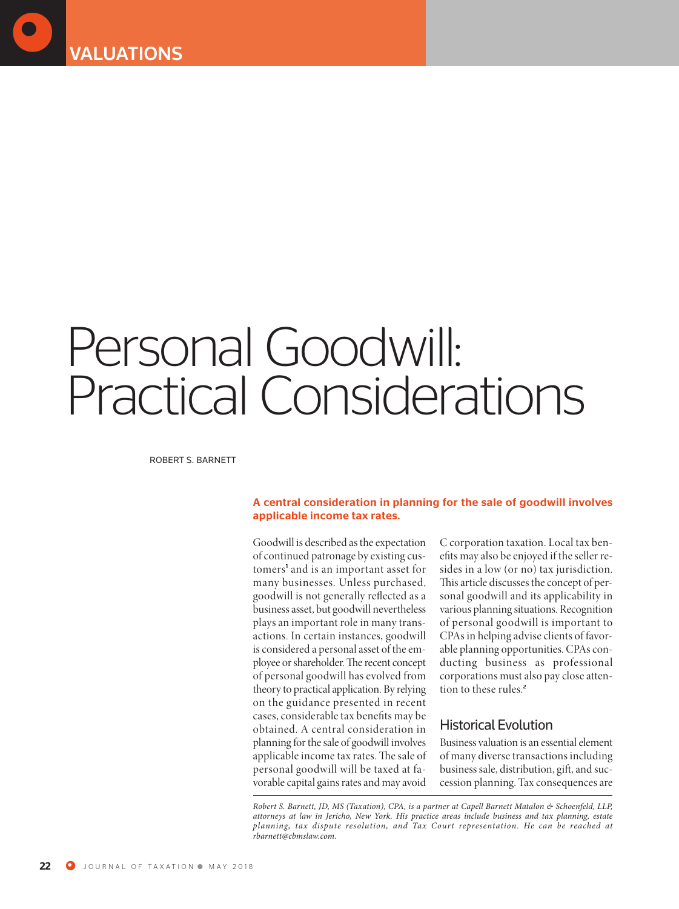VALUATIONS

# Personal Goodwill: Practical Considerations

ROBERT S. BARNETT

**A central consideration in planning for the sale of goodwill involves applicable income tax rates.**

Goodwill is described as the expectation of continued patronage by existing customers[1] and is an important asset for many businesses. Unless purchased, goodwill is not generally reflected as a business asset, but goodwill nevertheless plays an important role in many transactions. In certain instances, goodwill is considered a personal asset of the employee or shareholder. The recent concept of personal goodwill has evolved from theory to practical application. By relying on the guidance presented in recent cases, considerable tax benefits may be obtained. A central consideration in planning for the sale of goodwill involves applicable income tax rates. The sale of personal goodwill will be taxed at favorable capital gains rates and may avoid C corporation taxation. Local tax benefits may also be enjoyed if the seller resides in a low (or no) tax jurisdiction. This article discusses the concept of personal goodwill and its applicability in various planning situations. Recognition of personal goodwill is important to CPAs in helping advise clients of favorable planning opportunities. CPAs conducting business as professional corporations must also pay close attention to these rules.[2]

## Historical Evolution

Business valuation is an essential element of many diverse transactions including business sale, distribution, gift, and succession planning. Tax consequences are

*Robert S. Barnett, JD, MS (Taxation), CPA, is a partner at Capell Barnett Matalon & Schoenfeld, LLP, attorneys at law in Jericho, New York. His practice areas include business and tax planning, estate planning, tax dispute resolution, and Tax Court representation. He can be reached at rbarnett@cbmslaw.com.*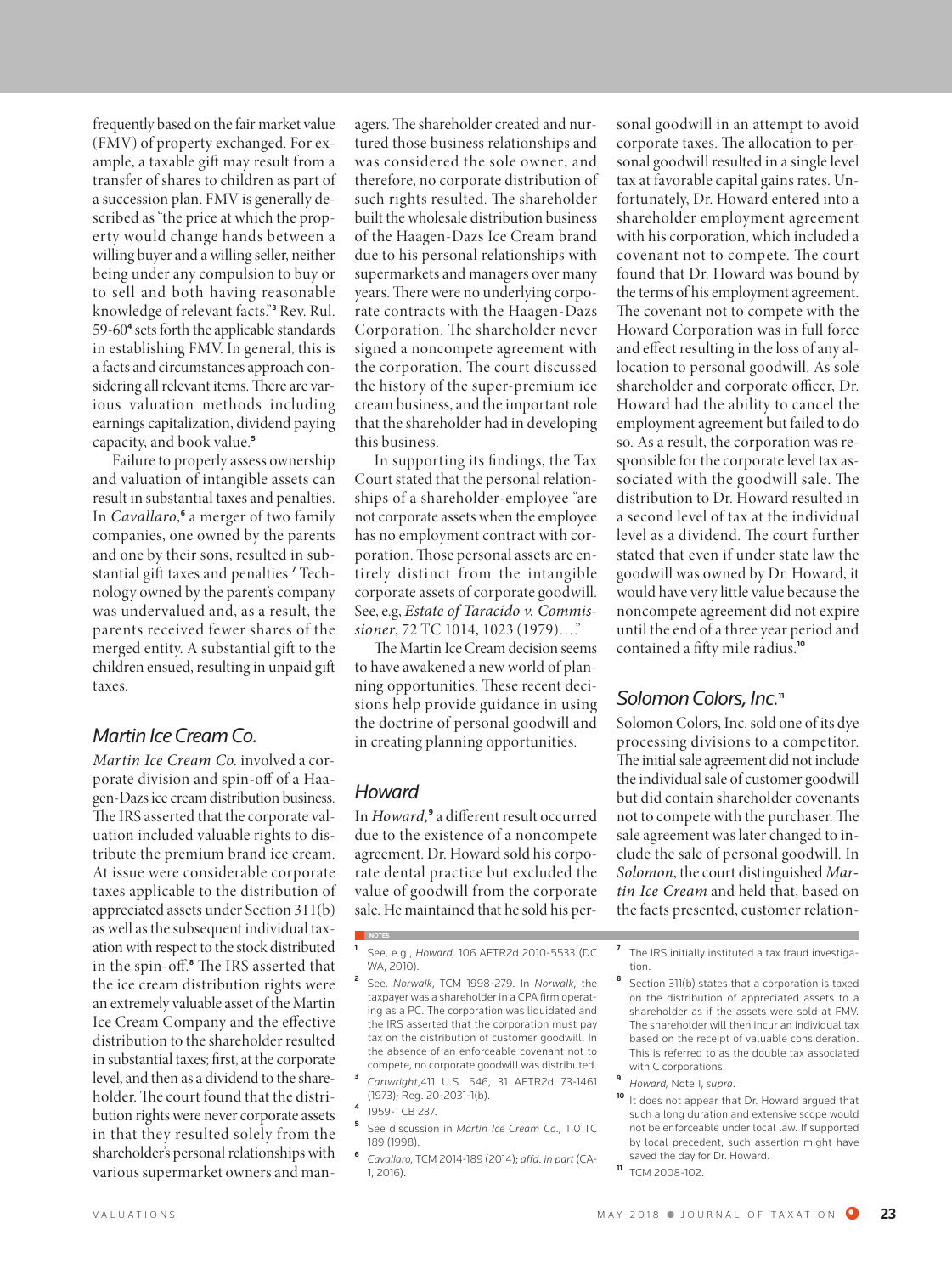frequently based on the fair market value (FMV) of property exchanged. For example, a taxable gift may result from a transfer of shares to children as part of a succession plan. FMV is generally described as "the price at which the property would change hands between a willing buyer and a willing seller, neither being under any compulsion to buy or to sell and both having reasonable knowledge of relevant facts."[3] Rev. Rul. 59-60[4] sets forth the applicable standards in establishing FMV. In general, this is a facts and circumstances approach considering all relevant items. There are various valuation methods including earnings capitalization, dividend paying capacity, and book value.[5]

Failure to properly assess ownership and valuation of intangible assets can result in substantial taxes and penalties. In *Cavallaro*,[6] a merger of two family companies, one owned by the parents and one by their sons, resulted in substantial gift taxes and penalties.[7] Technology owned by the parent's company was undervalued and, as a result, the parents received fewer shares of the merged entity. A substantial gift to the children ensued, resulting in unpaid gift taxes.

## *Martin Ice Cream Co.*

*Martin Ice Cream Co.* involved a corporate division and spin-off of a Haagen-Dazs ice cream distribution business. The IRS asserted that the corporate valuation included valuable rights to distribute the premium brand ice cream. At issue were considerable corporate taxes applicable to the distribution of appreciated assets under Section 311(b) as well as the subsequent individual taxation with respect to the stock distributed in the spin-off.[8] The IRS asserted that the ice cream distribution rights were an extremely valuable asset of the Martin Ice Cream Company and the effective distribution to the shareholder resulted in substantial taxes; first, at the corporate level, and then as a dividend to the shareholder. The court found that the distribution rights were never corporate assets in that they resulted solely from the shareholder's personal relationships with various supermarket owners and managers. The shareholder created and nurtured those business relationships and was considered the sole owner; and therefore, no corporate distribution of such rights resulted. The shareholder built the wholesale distribution business of the Haagen-Dazs Ice Cream brand due to his personal relationships with supermarkets and managers over many years. There were no underlying corporate contracts with the Haagen-Dazs Corporation. The shareholder never signed a noncompete agreement with the corporation. The court discussed the history of the super-premium ice cream business, and the important role that the shareholder had in developing this business.

In supporting its findings, the Tax Court stated that the personal relationships of a shareholder-employee "are not corporate assets when the employee has no employment contract with corporation. Those personal assets are entirely distinct from the intangible corporate assets of corporate goodwill. See, e.g, *Estate of Taracido v. Commissioner*, 72 TC 1014, 1023 (1979)…."

The Martin Ice Cream decision seems to have awakened a new world of planning opportunities. These recent decisions help provide guidance in using the doctrine of personal goodwill and in creating planning opportunities.

## *Howard*

In *Howard,*[9] a different result occurred due to the existence of a noncompete agreement. Dr. Howard sold his corporate dental practice but excluded the value of goodwill from the corporate sale. He maintained that he sold his personal goodwill in an attempt to avoid corporate taxes. The allocation to personal goodwill resulted in a single level tax at favorable capital gains rates. Unfortunately, Dr. Howard entered into a shareholder employment agreement with his corporation, which included a covenant not to compete. The court found that Dr. Howard was bound by the terms of his employment agreement. The covenant not to compete with the Howard Corporation was in full force and effect resulting in the loss of any allocation to personal goodwill. As sole shareholder and corporate officer, Dr. Howard had the ability to cancel the employment agreement but failed to do so. As a result, the corporation was responsible for the corporate level tax associated with the goodwill sale. The distribution to Dr. Howard resulted in a second level of tax at the individual level as a dividend. The court further stated that even if under state law the goodwill was owned by Dr. Howard, it would have very little value because the noncompete agreement did not expire until the end of a three year period and contained a fifty mile radius.[10]

## *Solomon Colors, Inc.*[11]

Solomon Colors, Inc. sold one of its dye processing divisions to a competitor. The initial sale agreement did not include the individual sale of customer goodwill but did contain shareholder covenants not to compete with the purchaser. The sale agreement was later changed to include the sale of personal goodwill. In *Solomon*, the court distinguished *Martin Ice Cream* and held that, based on the facts presented, customer relation-

NOTES

[1] See, e.g., *Howard,* 106 AFTR2d 2010-5533 (DC WA, 2010).

[2] See, *Norwalk*, TCM 1998-279. In *Norwalk*, the taxpayer was a shareholder in a CPA firm operating as a PC. The corporation was liquidated and the IRS asserted that the corporation must pay tax on the distribution of customer goodwill. In the absence of an enforceable covenant not to compete, no corporate goodwill was distributed.

[3] *Cartwright*,411 U.S. 546, 31 AFTR2d 73-1461 (1973); Reg. 20-2031-1(b).

[4] 1959-1 CB 237.

[5] See discussion in *Martin Ice Cream Co.,* 110 TC 189 (1998).

[6] *Cavallaro,* TCM 2014-189 (2014); *affd. in part* (CA-1, 2016).

[7] The IRS initially instituted a tax fraud investigation.

[8] Section 311(b) states that a corporation is taxed on the distribution of appreciated assets to a shareholder as if the assets were sold at FMV. The shareholder will then incur an individual tax based on the receipt of valuable consideration. This is referred to as the double tax associated with C corporations.

[9] *Howard,* Note 1, *supra*.

[10] It does not appear that Dr. Howard argued that such a long duration and extensive scope would not be enforceable under local law. If supported by local precedent, such assertion might have saved the day for Dr. Howard.

[11] TCM 2008-102.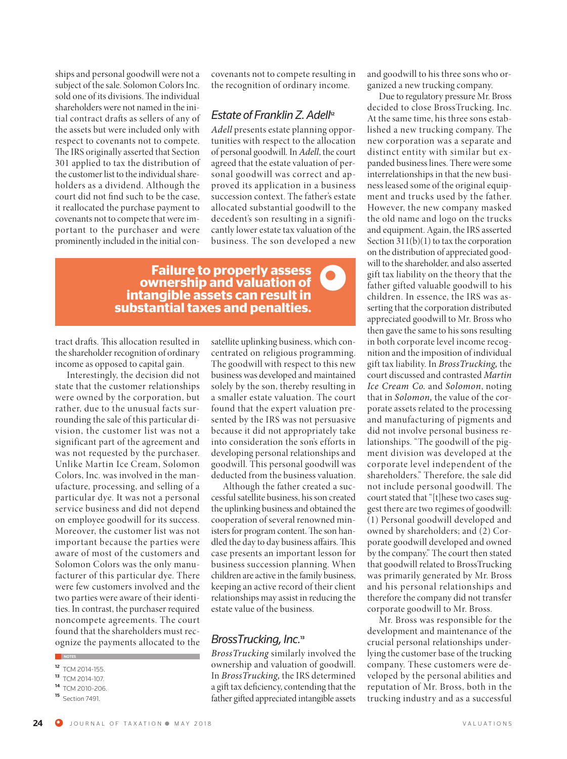ships and personal goodwill were not a subject of the sale. Solomon Colors Inc. sold one of its divisions. The individual shareholders were not named in the initial contract drafts as sellers of any of the assets but were included only with respect to covenants not to compete. The IRS originally asserted that Section 301 applied to tax the distribution of the customer list to the individual shareholders as a dividend. Although the court did not find such to be the case, it reallocated the purchase payment to covenants not to compete that were important to the purchaser and were prominently included in the initial contract drafts. This allocation resulted in the shareholder recognition of ordinary income as opposed to capital gain.

Interestingly, the decision did not state that the customer relationships were owned by the corporation, but rather, due to the unusual facts surrounding the sale of this particular division, the customer list was not a significant part of the agreement and was not requested by the purchaser. Unlike Martin Ice Cream, Solomon Colors, Inc. was involved in the manufacture, processing, and selling of a particular dye. It was not a personal service business and did not depend on employee goodwill for its success. Moreover, the customer list was not important because the parties were aware of most of the customers and Solomon Colors was the only manufacturer of this particular dye. There were few customers involved and the two parties were aware of their identities. In contrast, the purchaser required noncompete agreements. The court found that the shareholders must recognize the payments allocated to the covenants not to compete resulting in the recognition of ordinary income.

**Failure to properly assess ownership and valuation of intangible assets can result in substantial taxes and penalties.**

## Estate of Franklin Z. Adell[12]

*Adell* presents estate planning opportunities with respect to the allocation of personal goodwill. In *Adell*, the court agreed that the estate valuation of personal goodwill was correct and approved its application in a business succession context. The father's estate allocated substantial goodwill to the decedent's son resulting in a significantly lower estate tax valuation of the business. The son developed a new satellite uplinking business, which concentrated on religious programming. The goodwill with respect to this new business was developed and maintained solely by the son, thereby resulting in a smaller estate valuation. The court found that the expert valuation presented by the IRS was not persuasive because it did not appropriately take into consideration the son's efforts in developing personal relationships and goodwill. This personal goodwill was deducted from the business valuation.

Although the father created a successful satellite business, his son created the uplinking business and obtained the cooperation of several renowned ministers for program content. The son handled the day to day business affairs. This case presents an important lesson for business succession planning. When children are active in the family business, keeping an active record of their client relationships may assist in reducing the estate value of the business.

## BrossTrucking, Inc.[13]

*BrossTrucking* similarly involved the ownership and valuation of goodwill. In *BrossTrucking,* the IRS determined a gift tax deficiency, contending that the father gifted appreciated intangible assets and goodwill to his three sons who organized a new trucking company.

Due to regulatory pressure Mr. Bross decided to close BrossTrucking, Inc. At the same time, his three sons established a new trucking company. The new corporation was a separate and distinct entity with similar but expanded business lines. There were some interrelationships in that the new business leased some of the original equipment and trucks used by the father. However, the new company masked the old name and logo on the trucks and equipment. Again, the IRS asserted Section 311(b)(1) to tax the corporation on the distribution of appreciated goodwill to the shareholder, and also asserted gift tax liability on the theory that the father gifted valuable goodwill to his children. In essence, the IRS was asserting that the corporation distributed appreciated goodwill to Mr. Bross who then gave the same to his sons resulting in both corporate level income recognition and the imposition of individual gift tax liability. In *BrossTrucking,* the court discussed and contrasted *Martin Ice Cream Co.* and *Solomon*, noting that in *Solomon,* the value of the corporate assets related to the processing and manufacturing of pigments and did not involve personal business relationships. "The goodwill of the pigment division was developed at the corporate level independent of the shareholders." Therefore, the sale did not include personal goodwill. The court stated that "[t]hese two cases suggest there are two regimes of goodwill: (1) Personal goodwill developed and owned by shareholders; and (2) Corporate goodwill developed and owned by the company." The court then stated that goodwill related to BrossTrucking was primarily generated by Mr. Bross and his personal relationships and therefore the company did not transfer corporate goodwill to Mr. Bross.

Mr. Bross was responsible for the development and maintenance of the crucial personal relationships underlying the customer base of the trucking company. These customers were developed by the personal abilities and reputation of Mr. Bross, both in the trucking industry and as a successful

NOTES

[12] TCM 2014-155.

[13] TCM 2014-107.

[14] TCM 2010-206.

[15] Section 7491.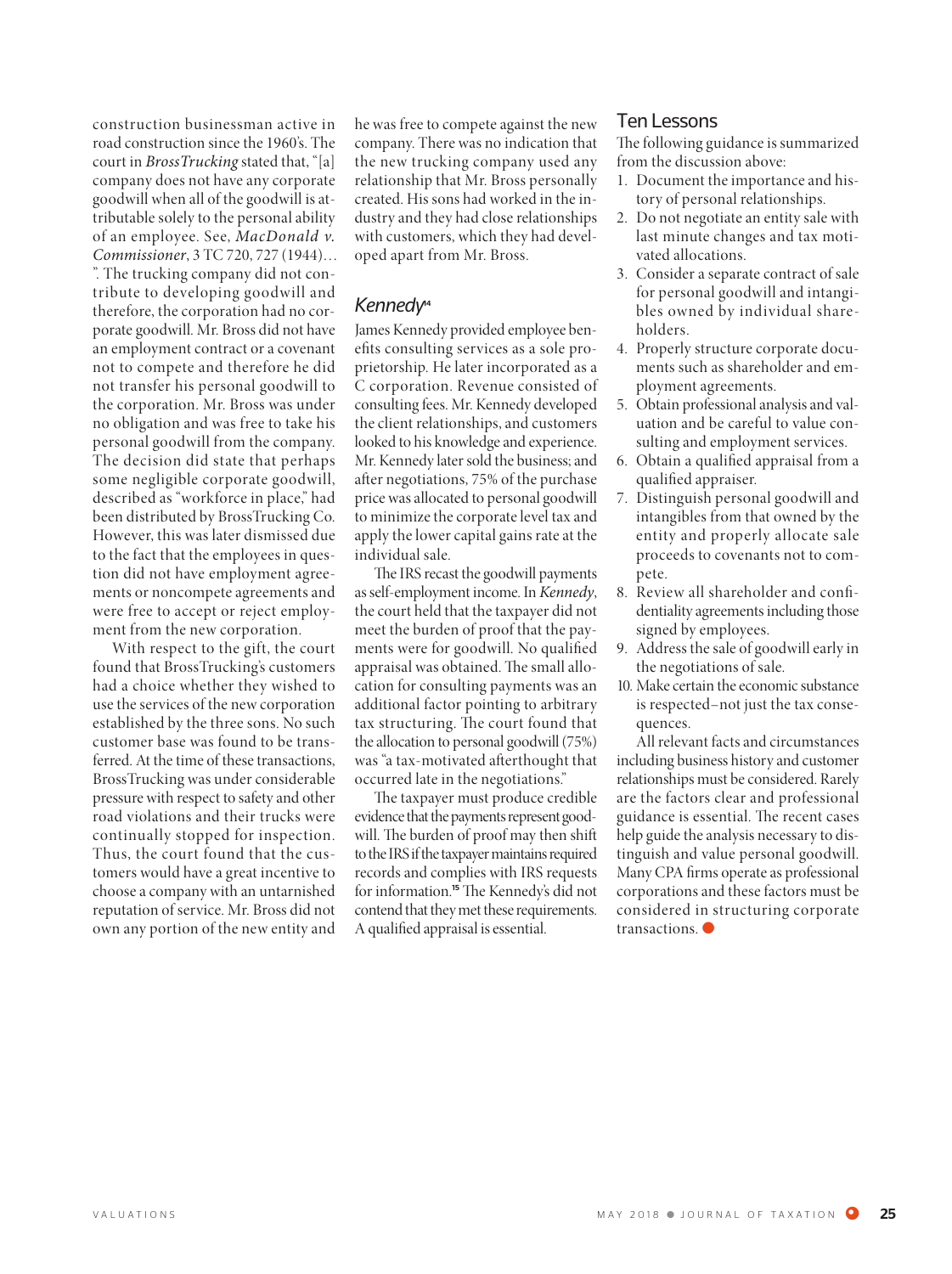construction businessman active in road construction since the 1960's. The court in *BrossTrucking* stated that, "[a] company does not have any corporate goodwill when all of the goodwill is attributable solely to the personal ability of an employee. See, *MacDonald v. Commissioner*, 3 TC 720, 727 (1944)… ". The trucking company did not contribute to developing goodwill and therefore, the corporation had no corporate goodwill. Mr. Bross did not have an employment contract or a covenant not to compete and therefore he did not transfer his personal goodwill to the corporation. Mr. Bross was under no obligation and was free to take his personal goodwill from the company. The decision did state that perhaps some negligible corporate goodwill, described as "workforce in place," had been distributed by BrossTrucking Co. However, this was later dismissed due to the fact that the employees in question did not have employment agreements or noncompete agreements and were free to accept or reject employment from the new corporation.

With respect to the gift, the court found that BrossTrucking's customers had a choice whether they wished to use the services of the new corporation established by the three sons. No such customer base was found to be transferred. At the time of these transactions, BrossTrucking was under considerable pressure with respect to safety and other road violations and their trucks were continually stopped for inspection. Thus, the court found that the customers would have a great incentive to choose a company with an untarnished reputation of service. Mr. Bross did not own any portion of the new entity and he was free to compete against the new company. There was no indication that the new trucking company used any relationship that Mr. Bross personally created. His sons had worked in the industry and they had close relationships with customers, which they had developed apart from Mr. Bross.

## *Kennedy*[14]

James Kennedy provided employee benefits consulting services as a sole proprietorship. He later incorporated as a C corporation. Revenue consisted of consulting fees. Mr. Kennedy developed the client relationships, and customers looked to his knowledge and experience. Mr. Kennedy later sold the business; and after negotiations, 75% of the purchase price was allocated to personal goodwill to minimize the corporate level tax and apply the lower capital gains rate at the individual sale.

The IRS recast the goodwill payments as self-employment income. In *Kennedy*, the court held that the taxpayer did not meet the burden of proof that the payments were for goodwill. No qualified appraisal was obtained. The small allocation for consulting payments was an additional factor pointing to arbitrary tax structuring. The court found that the allocation to personal goodwill (75%) was "a tax-motivated afterthought that occurred late in the negotiations."

The taxpayer must produce credible evidence that the payments represent goodwill. The burden of proof may then shift to the IRS if the taxpayer maintains required records and complies with IRS requests for information.[15] The Kennedy's did not contend that they met these requirements. A qualified appraisal is essential.

## Ten Lessons

The following guidance is summarized from the discussion above:

1. Document the importance and history of personal relationships.
2. Do not negotiate an entity sale with last minute changes and tax motivated allocations.
3. Consider a separate contract of sale for personal goodwill and intangibles owned by individual shareholders.
4. Properly structure corporate documents such as shareholder and employment agreements.
5. Obtain professional analysis and valuation and be careful to value consulting and employment services.
6. Obtain a qualified appraisal from a qualified appraiser.
7. Distinguish personal goodwill and intangibles from that owned by the entity and properly allocate sale proceeds to covenants not to compete.
8. Review all shareholder and confidentiality agreements including those signed by employees.
9. Address the sale of goodwill early in the negotiations of sale.
10. Make certain the economic substance is respected–not just the tax consequences.

All relevant facts and circumstances including business history and customer relationships must be considered. Rarely are the factors clear and professional guidance is essential. The recent cases help guide the analysis necessary to distinguish and value personal goodwill. Many CPA firms operate as professional corporations and these factors must be considered in structuring corporate transactions.